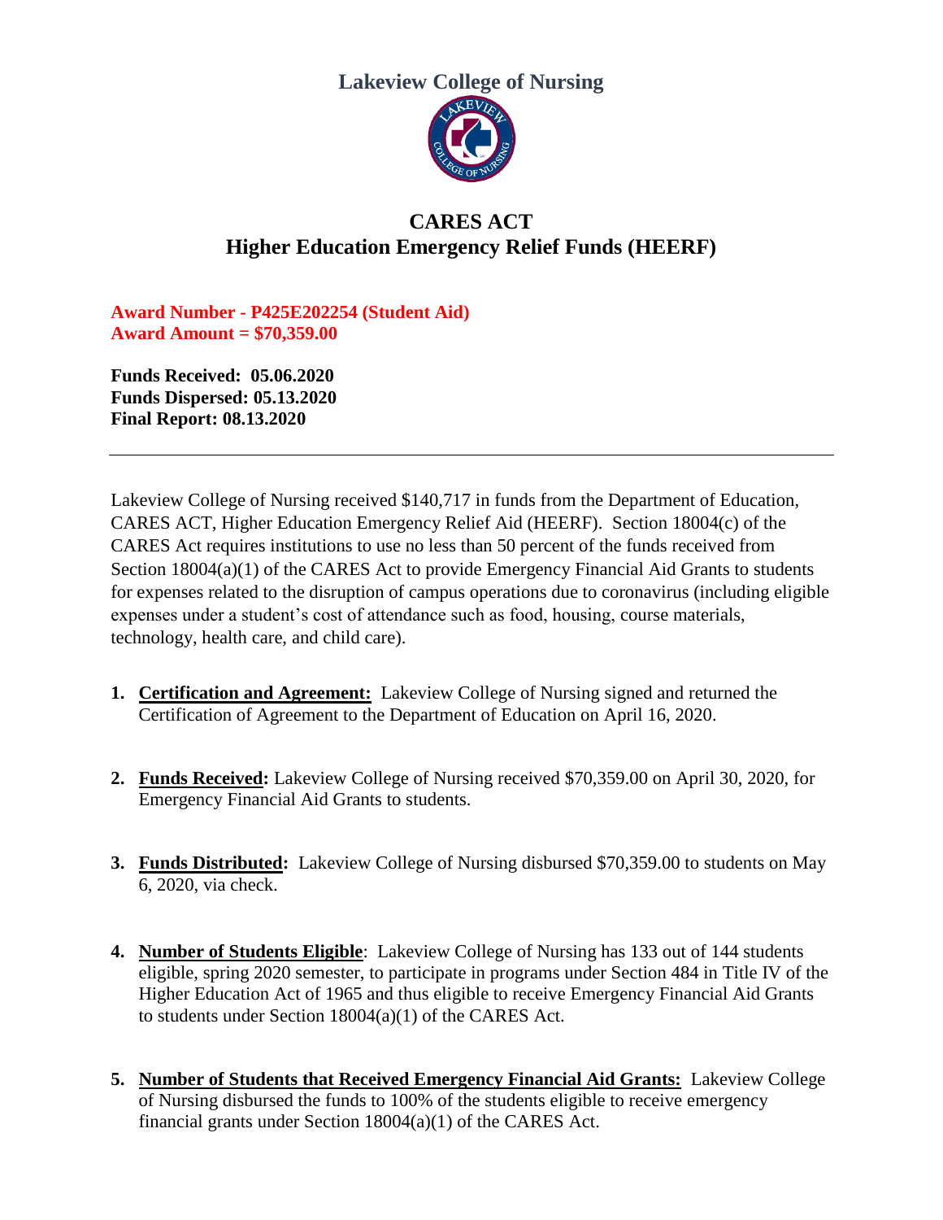# Lakeview College of Nursing

## CARES ACT
## Higher Education Emergency Relief Funds (HEERF)

**Award Number - P425E202254 (Student Aid)**
**Award Amount = $70,359.00**

**Funds Received: 05.06.2020**
**Funds Dispersed: 05.13.2020**
**Final Report: 08.13.2020**

---

Lakeview College of Nursing received $140,717 in funds from the Department of Education, CARES ACT, Higher Education Emergency Relief Aid (HEERF). Section 18004(c) of the CARES Act requires institutions to use no less than 50 percent of the funds received from Section 18004(a)(1) of the CARES Act to provide Emergency Financial Aid Grants to students for expenses related to the disruption of campus operations due to coronavirus (including eligible expenses under a student's cost of attendance such as food, housing, course materials, technology, health care, and child care).

1. **Certification and Agreement:** Lakeview College of Nursing signed and returned the Certification of Agreement to the Department of Education on April 16, 2020.

2. **Funds Received:** Lakeview College of Nursing received $70,359.00 on April 30, 2020, for Emergency Financial Aid Grants to students.

3. **Funds Distributed:** Lakeview College of Nursing disbursed $70,359.00 to students on May 6, 2020, via check.

4. **Number of Students Eligible**: Lakeview College of Nursing has 133 out of 144 students eligible, spring 2020 semester, to participate in programs under Section 484 in Title IV of the Higher Education Act of 1965 and thus eligible to receive Emergency Financial Aid Grants to students under Section 18004(a)(1) of the CARES Act.

5. **Number of Students that Received Emergency Financial Aid Grants:** Lakeview College of Nursing disbursed the funds to 100% of the students eligible to receive emergency financial grants under Section 18004(a)(1) of the CARES Act.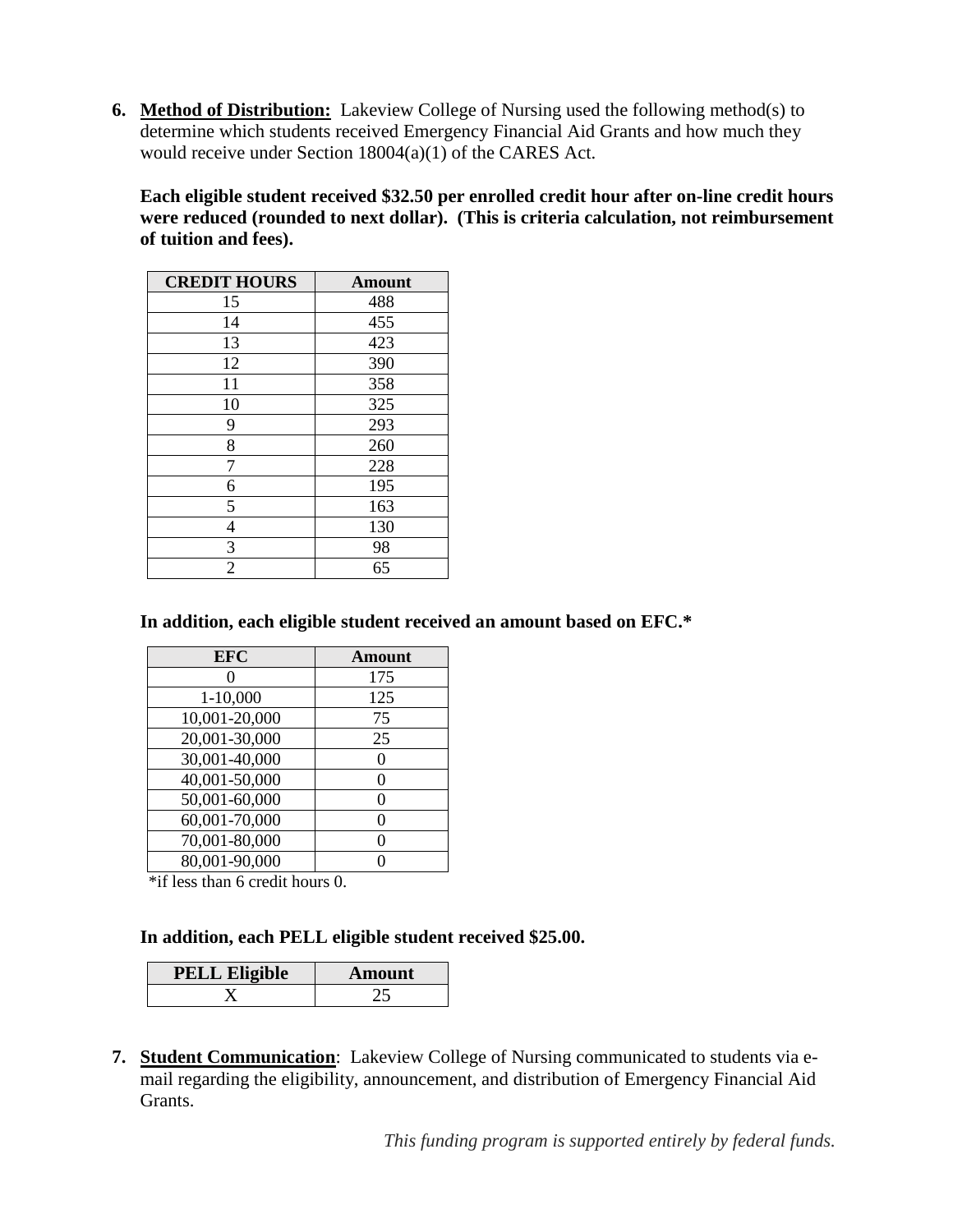6. **Method of Distribution:** Lakeview College of Nursing used the following method(s) to determine which students received Emergency Financial Aid Grants and how much they would receive under Section 18004(a)(1) of the CARES Act.

   **Each eligible student received $32.50 per enrolled credit hour after on-line credit hours were reduced (rounded to next dollar). (This is criteria calculation, not reimbursement of tuition and fees).**

| CREDIT HOURS | Amount |
|---|---|
| 15 | 488 |
| 14 | 455 |
| 13 | 423 |
| 12 | 390 |
| 11 | 358 |
| 10 | 325 |
| 9 | 293 |
| 8 | 260 |
| 7 | 228 |
| 6 | 195 |
| 5 | 163 |
| 4 | 130 |
| 3 | 98 |
| 2 | 65 |

   **In addition, each eligible student received an amount based on EFC.***

| EFC | Amount |
|---|---|
| 0 | 175 |
| 1-10,000 | 125 |
| 10,001-20,000 | 75 |
| 20,001-30,000 | 25 |
| 30,001-40,000 | 0 |
| 40,001-50,000 | 0 |
| 50,001-60,000 | 0 |
| 60,001-70,000 | 0 |
| 70,001-80,000 | 0 |
| 80,001-90,000 | 0 |

   *if less than 6 credit hours 0.

   **In addition, each PELL eligible student received $25.00.**

| PELL Eligible | Amount |
|---|---|
| X | 25 |

7. **Student Communication**: Lakeview College of Nursing communicated to students via e-mail regarding the eligibility, announcement, and distribution of Emergency Financial Aid Grants.

*This funding program is supported entirely by federal funds.*